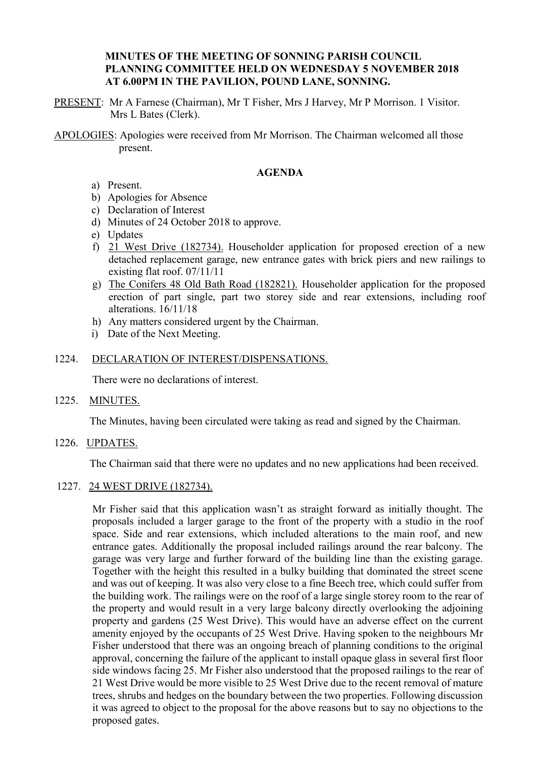**MINUTES OF THE MEETING OF SONNING PARISH COUNCIL PLANNING COMMITTEE HELD ON WEDNESDAY 5 NOVEMBER 2018 AT 6.00PM IN THE PAVILION, POUND LANE, SONNING.**

PRESENT: Mr A Farnese (Chairman), Mr T Fisher, Mrs J Harvey, Mr P Morrison. 1 Visitor. Mrs L Bates (Clerk).

APOLOGIES: Apologies were received from Mr Morrison. The Chairman welcomed all those present.

**AGENDA**

a) Present.
b) Apologies for Absence
c) Declaration of Interest
d) Minutes of 24 October 2018 to approve.
e) Updates
f) 21 West Drive (182734). Householder application for proposed erection of a new detached replacement garage, new entrance gates with brick piers and new railings to existing flat roof. 07/11/11
g) The Conifers 48 Old Bath Road (182821). Householder application for the proposed erection of part single, part two storey side and rear extensions, including roof alterations. 16/11/18
h) Any matters considered urgent by the Chairman.
i) Date of the Next Meeting.

1224. DECLARATION OF INTEREST/DISPENSATIONS.

There were no declarations of interest.

1225. MINUTES.

The Minutes, having been circulated were taking as read and signed by the Chairman.

1226. UPDATES.

The Chairman said that there were no updates and no new applications had been received.

1227. 24 WEST DRIVE (182734).

Mr Fisher said that this application wasn't as straight forward as initially thought. The proposals included a larger garage to the front of the property with a studio in the roof space. Side and rear extensions, which included alterations to the main roof, and new entrance gates. Additionally the proposal included railings around the rear balcony. The garage was very large and further forward of the building line than the existing garage. Together with the height this resulted in a bulky building that dominated the street scene and was out of keeping. It was also very close to a fine Beech tree, which could suffer from the building work. The railings were on the roof of a large single storey room to the rear of the property and would result in a very large balcony directly overlooking the adjoining property and gardens (25 West Drive). This would have an adverse effect on the current amenity enjoyed by the occupants of 25 West Drive. Having spoken to the neighbours Mr Fisher understood that there was an ongoing breach of planning conditions to the original approval, concerning the failure of the applicant to install opaque glass in several first floor side windows facing 25. Mr Fisher also understood that the proposed railings to the rear of 21 West Drive would be more visible to 25 West Drive due to the recent removal of mature trees, shrubs and hedges on the boundary between the two properties. Following discussion it was agreed to object to the proposal for the above reasons but to say no objections to the proposed gates.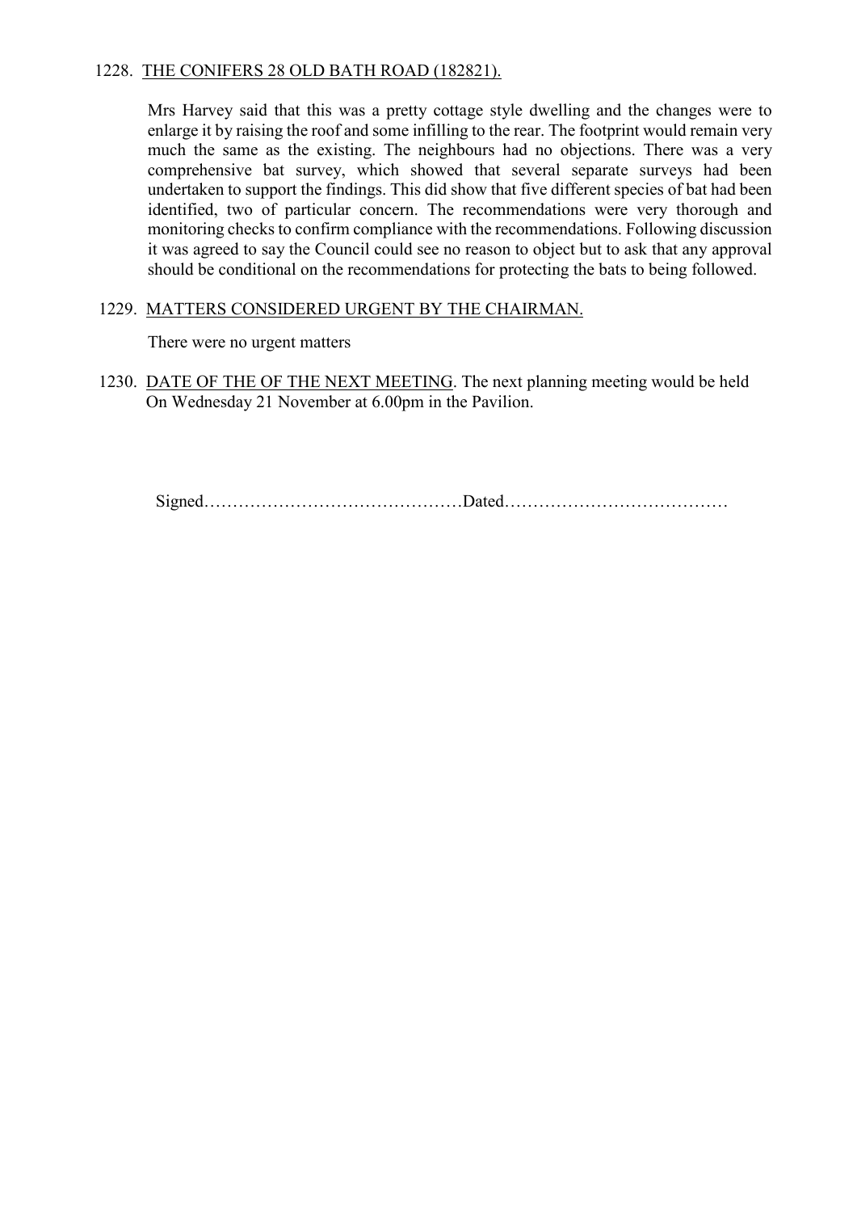1228. THE CONIFERS 28 OLD BATH ROAD (182821).

Mrs Harvey said that this was a pretty cottage style dwelling and the changes were to enlarge it by raising the roof and some infilling to the rear. The footprint would remain very much the same as the existing. The neighbours had no objections. There was a very comprehensive bat survey, which showed that several separate surveys had been undertaken to support the findings. This did show that five different species of bat had been identified, two of particular concern. The recommendations were very thorough and monitoring checks to confirm compliance with the recommendations. Following discussion it was agreed to say the Council could see no reason to object but to ask that any approval should be conditional on the recommendations for protecting the bats to being followed.

1229. MATTERS CONSIDERED URGENT BY THE CHAIRMAN.

There were no urgent matters

1230. DATE OF THE OF THE NEXT MEETING. The next planning meeting would be held On Wednesday 21 November at 6.00pm in the Pavilion.

Signed………………………………………Dated…………………………………